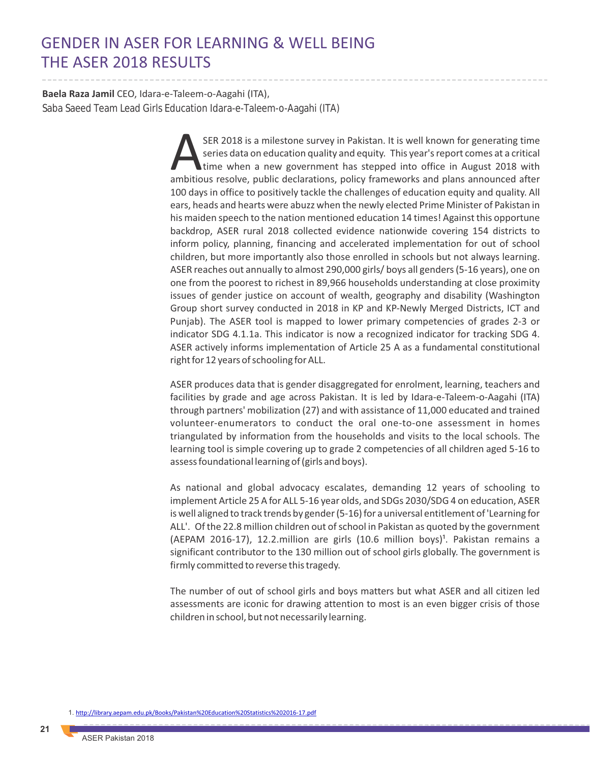# GENDER IN ASER FOR LEARNING & WELL BEING THE ASER 2018 RESULTS

**Baela Raza Jamil** CEO, Idara-e-Taleem-o-Aagahi (ITA),
Saba Saeed Team Lead Girls Education Idara-e-Taleem-o-Aagahi (ITA)

ASER 2018 is a milestone survey in Pakistan. It is well known for generating time series data on education quality and equity. This year's report comes at a critical time when a new government has stepped into office in August 2018 with ambitious resolve, public declarations, policy frameworks and plans announced after 100 days in office to positively tackle the challenges of education equity and quality. All ears, heads and hearts were abuzz when the newly elected Prime Minister of Pakistan in his maiden speech to the nation mentioned education 14 times! Against this opportune backdrop, ASER rural 2018 collected evidence nationwide covering 154 districts to inform policy, planning, financing and accelerated implementation for out of school children, but more importantly also those enrolled in schools but not always learning. ASER reaches out annually to almost 290,000 girls/ boys all genders (5-16 years), one on one from the poorest to richest in 89,966 households understanding at close proximity issues of gender justice on account of wealth, geography and disability (Washington Group short survey conducted in 2018 in KP and KP-Newly Merged Districts, ICT and Punjab). The ASER tool is mapped to lower primary competencies of grades 2-3 or indicator SDG 4.1.1a. This indicator is now a recognized indicator for tracking SDG 4. ASER actively informs implementation of Article 25 A as a fundamental constitutional right for 12 years of schooling for ALL.

ASER produces data that is gender disaggregated for enrolment, learning, teachers and facilities by grade and age across Pakistan. It is led by Idara-e-Taleem-o-Aagahi (ITA) through partners' mobilization (27) and with assistance of 11,000 educated and trained volunteer-enumerators to conduct the oral one-to-one assessment in homes triangulated by information from the households and visits to the local schools. The learning tool is simple covering up to grade 2 competencies of all children aged 5-16 to assess foundational learning of (girls and boys).

As national and global advocacy escalates, demanding 12 years of schooling to implement Article 25 A for ALL 5-16 year olds, and SDGs 2030/SDG 4 on education, ASER is well aligned to track trends by gender (5-16) for a universal entitlement of 'Learning for ALL'. Of the 22.8 million children out of school in Pakistan as quoted by the government (AEPAM 2016-17), 12.2.million are girls (10.6 million boys)[1]. Pakistan remains a significant contributor to the 130 million out of school girls globally. The government is firmly committed to reverse this tragedy.

The number of out of school girls and boys matters but what ASER and all citizen led assessments are iconic for drawing attention to most is an even bigger crisis of those children in school, but not necessarily learning.

1. http://library.aepam.edu.pk/Books/Pakistan%20Education%20Statistics%202016-17.pdf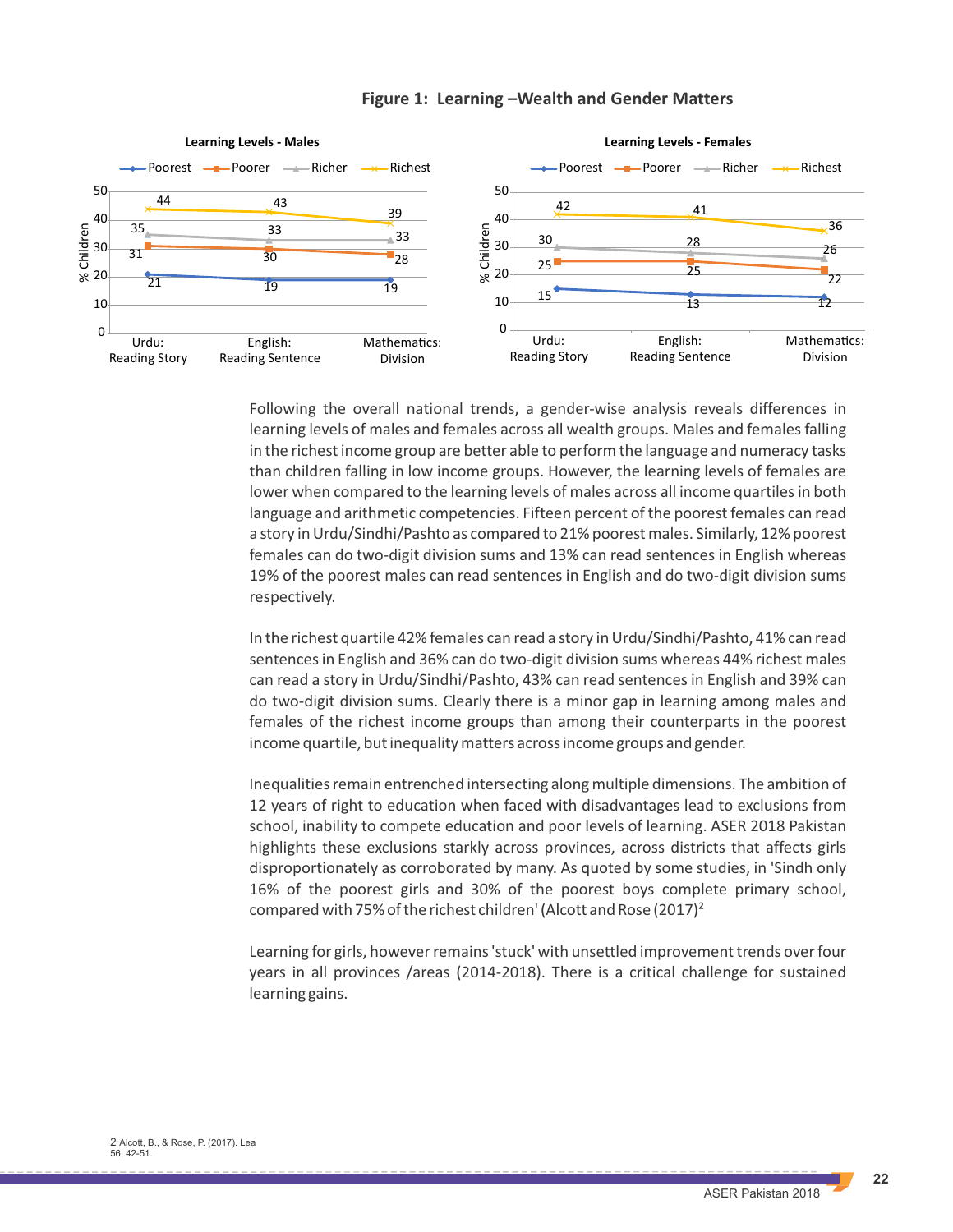**Figure 1: Learning –Wealth and Gender Matters**

Following the overall national trends, a gender-wise analysis reveals differences in learning levels of males and females across all wealth groups. Males and females falling in the richest income group are better able to perform the language and numeracy tasks than children falling in low income groups. However, the learning levels of females are lower when compared to the learning levels of males across all income quartiles in both language and arithmetic competencies. Fifteen percent of the poorest females can read a story in Urdu/Sindhi/Pashto as compared to 21% poorest males. Similarly, 12% poorest females can do two-digit division sums and 13% can read sentences in English whereas 19% of the poorest males can read sentences in English and do two-digit division sums respectively.

In the richest quartile 42% females can read a story in Urdu/Sindhi/Pashto, 41% can read sentences in English and 36% can do two-digit division sums whereas 44% richest males can read a story in Urdu/Sindhi/Pashto, 43% can read sentences in English and 39% can do two-digit division sums. Clearly there is a minor gap in learning among males and females of the richest income groups than among their counterparts in the poorest income quartile, but inequality matters across income groups and gender.

Inequalities remain entrenched intersecting along multiple dimensions. The ambition of 12 years of right to education when faced with disadvantages lead to exclusions from school, inability to compete education and poor levels of learning. ASER 2018 Pakistan highlights these exclusions starkly across provinces, across districts that affects girls disproportionately as corroborated by many. As quoted by some studies, in 'Sindh only 16% of the poorest girls and 30% of the poorest boys complete primary school, compared with 75% of the richest children' (Alcott and Rose (2017)[2]

Learning for girls, however remains 'stuck' with unsettled improvement trends over four years in all provinces /areas (2014-2018). There is a critical challenge for sustained learning gains.

2 Alcott, B., & Rose, P. (2017). Lea 56, 42-51.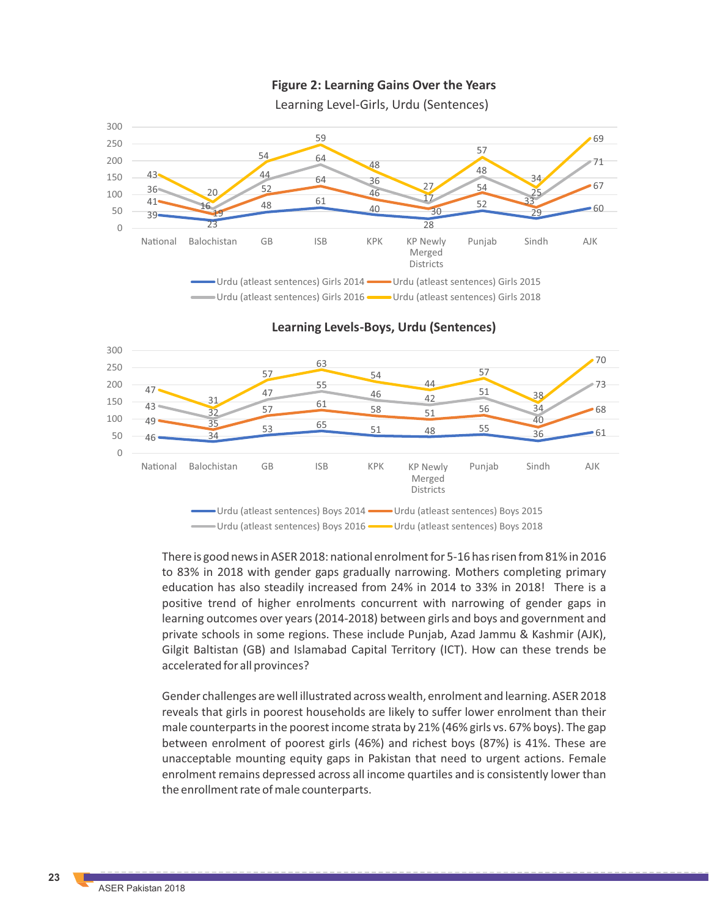**Figure 2: Learning Gains Over the Years**

Learning Level-Girls, Urdu (Sentences)

| | National | Balochistan | GB | ISB | KPK | KP Newly Merged Districts | Punjab | Sindh | AJK |
|---|---|---|---|---|---|---|---|---|---|
| Urdu (atleast sentences) Girls 2014 | 39 | 23 | 48 | 61 | 40 | 28 | 52 | 29 | 60 |
| Urdu (atleast sentences) Girls 2015 | 41 | 19 | 52 | 64 | 46 | 30 | 54 | 33 | 67 |
| Urdu (atleast sentences) Girls 2016 | 36 | 16 | 44 | 64 | 36 | 17 | 48 | 25 | 71 |
| Urdu (atleast sentences) Girls 2018 | 43 | 20 | 54 | 59 | 48 | 27 | 57 | 34 | 69 |

**Learning Levels-Boys, Urdu (Sentences)**

| | National | Balochistan | GB | ISB | KPK | KP Newly Merged Districts | Punjab | Sindh | AJK |
|---|---|---|---|---|---|---|---|---|---|
| Urdu (atleast sentences) Boys 2014 | 46 | 34 | 53 | 65 | 51 | 48 | 55 | 36 | 61 |
| Urdu (atleast sentences) Boys 2015 | 49 | 35 | 57 | 61 | 58 | 51 | 56 | 40 | 68 |
| Urdu (atleast sentences) Boys 2016 | 43 | 32 | 47 | 55 | 46 | 42 | 51 | 34 | 73 |
| Urdu (atleast sentences) Boys 2018 | 47 | 31 | 57 | 63 | 54 | 44 | 57 | 38 | 70 |

There is good news in ASER 2018: national enrolment for 5-16 has risen from 81% in 2016 to 83% in 2018 with gender gaps gradually narrowing. Mothers completing primary education has also steadily increased from 24% in 2014 to 33% in 2018! There is a positive trend of higher enrolments concurrent with narrowing of gender gaps in learning outcomes over years (2014-2018) between girls and boys and government and private schools in some regions. These include Punjab, Azad Jammu & Kashmir (AJK), Gilgit Baltistan (GB) and Islamabad Capital Territory (ICT). How can these trends be accelerated for all provinces?

Gender challenges are well illustrated across wealth, enrolment and learning. ASER 2018 reveals that girls in poorest households are likely to suffer lower enrolment than their male counterparts in the poorest income strata by 21% (46% girls vs. 67% boys). The gap between enrolment of poorest girls (46%) and richest boys (87%) is 41%. These are unacceptable mounting equity gaps in Pakistan that need to urgent actions. Female enrolment remains depressed across all income quartiles and is consistently lower than the enrollment rate of male counterparts.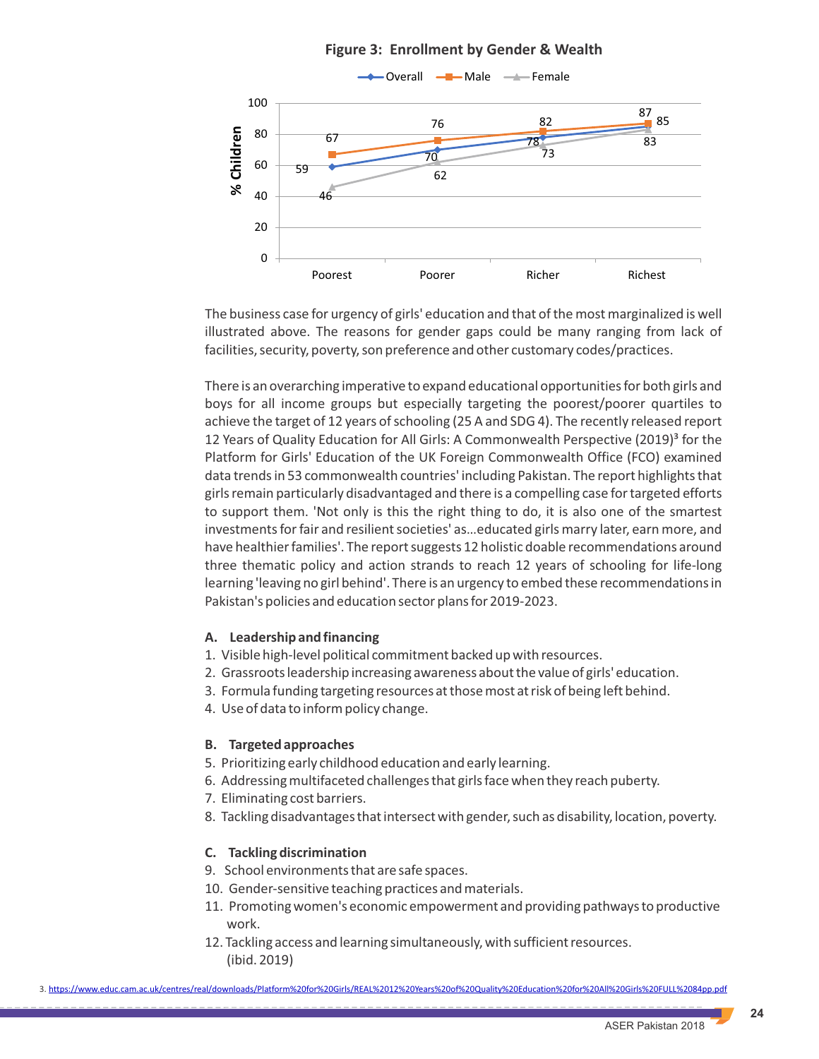**Figure 3: Enrollment by Gender & Wealth**

| | Poorest | Poorer | Richer | Richest |
|---|---|---|---|---|
| Overall | 59 | 70 | 78 | 85 |
| Male | 67 | 76 | 82 | 87 |
| Female | 46 | 62 | 73 | 83 |

The business case for urgency of girls' education and that of the most marginalized is well illustrated above. The reasons for gender gaps could be many ranging from lack of facilities, security, poverty, son preference and other customary codes/practices.

There is an overarching imperative to expand educational opportunities for both girls and boys for all income groups but especially targeting the poorest/poorer quartiles to achieve the target of 12 years of schooling (25 A and SDG 4). The recently released report 12 Years of Quality Education for All Girls: A Commonwealth Perspective (2019)[3] for the Platform for Girls' Education of the UK Foreign Commonwealth Office (FCO) examined data trends in 53 commonwealth countries' including Pakistan. The report highlights that girls remain particularly disadvantaged and there is a compelling case for targeted efforts to support them. 'Not only is this the right thing to do, it is also one of the smartest investments for fair and resilient societies' as...educated girls marry later, earn more, and have healthier families'. The report suggests 12 holistic doable recommendations around three thematic policy and action strands to reach 12 years of schooling for life-long learning 'leaving no girl behind'. There is an urgency to embed these recommendations in Pakistan's policies and education sector plans for 2019-2023.

**A. Leadership and financing**

1. Visible high-level political commitment backed up with resources.
2. Grassroots leadership increasing awareness about the value of girls' education.
3. Formula funding targeting resources at those most at risk of being left behind.
4. Use of data to inform policy change.

**B. Targeted approaches**

5. Prioritizing early childhood education and early learning.
6. Addressing multifaceted challenges that girls face when they reach puberty.
7. Eliminating cost barriers.
8. Tackling disadvantages that intersect with gender, such as disability, location, poverty.

**C. Tackling discrimination**

9. School environments that are safe spaces.
10. Gender-sensitive teaching practices and materials.
11. Promoting women's economic empowerment and providing pathways to productive work.
12. Tackling access and learning simultaneously, with sufficient resources.
(ibid. 2019)

3. https://www.educ.cam.ac.uk/centres/real/downloads/Platform%20for%20Girls/REAL%2012%20Years%20of%20Quality%20Education%20for%20All%20Girls%20FULL%2084pp.pdf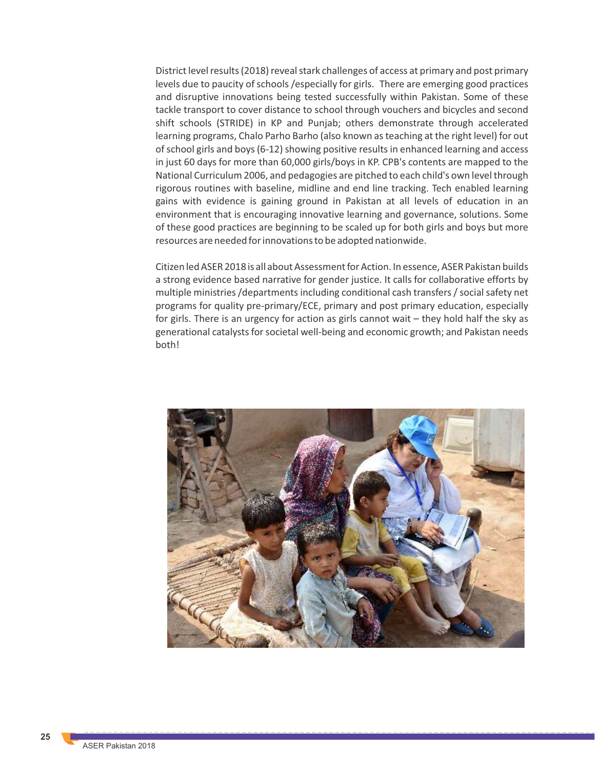District level results (2018) reveal stark challenges of access at primary and post primary levels due to paucity of schools /especially for girls. There are emerging good practices and disruptive innovations being tested successfully within Pakistan. Some of these tackle transport to cover distance to school through vouchers and bicycles and second shift schools (STRIDE) in KP and Punjab; others demonstrate through accelerated learning programs, Chalo Parho Barho (also known as teaching at the right level) for out of school girls and boys (6-12) showing positive results in enhanced learning and access in just 60 days for more than 60,000 girls/boys in KP. CPB's contents are mapped to the National Curriculum 2006, and pedagogies are pitched to each child's own level through rigorous routines with baseline, midline and end line tracking. Tech enabled learning gains with evidence is gaining ground in Pakistan at all levels of education in an environment that is encouraging innovative learning and governance, solutions. Some of these good practices are beginning to be scaled up for both girls and boys but more resources are needed for innovations to be adopted nationwide.

Citizen led ASER 2018 is all about Assessment for Action. In essence, ASER Pakistan builds a strong evidence based narrative for gender justice. It calls for collaborative efforts by multiple ministries /departments including conditional cash transfers / social safety net programs for quality pre-primary/ECE, primary and post primary education, especially for girls. There is an urgency for action as girls cannot wait – they hold half the sky as generational catalysts for societal well-being and economic growth; and Pakistan needs both!